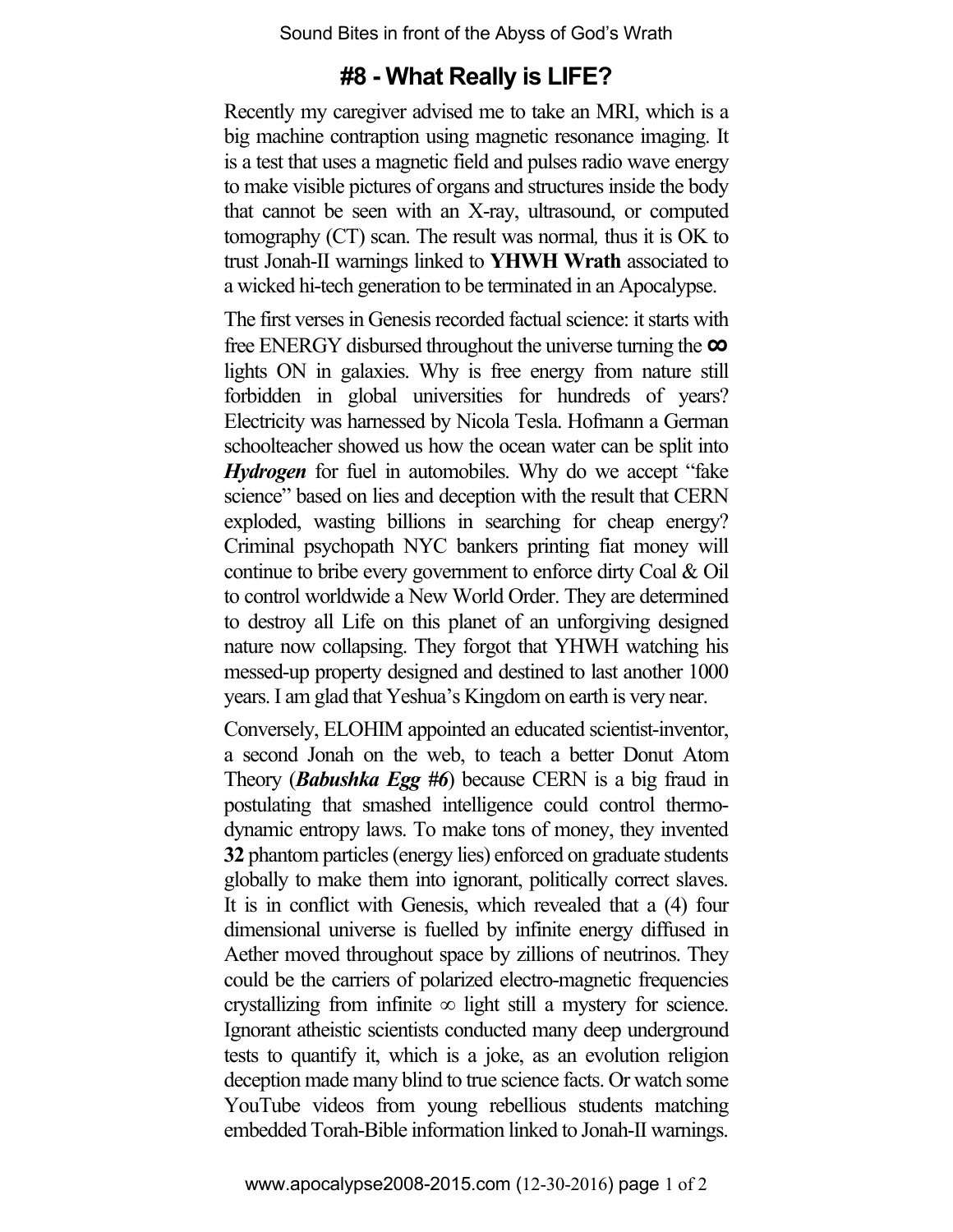# #8 - What Really is LIFE?

Recently my caregiver advised me to take an MRI, which is a big machine contraption using magnetic resonance imaging. It is a test that uses a magnetic field and pulses radio wave energy to make visible pictures of organs and structures inside the body that cannot be seen with an X-ray, ultrasound, or computed tomography (CT) scan. The result was normal, thus it is OK to trust Jonah-II warnings linked to **YHWH Wrath** associated to a wicked hi-tech generation to be terminated in an Apocalypse.

The first verses in Genesis recorded factual science: it starts with free ENERGY disbursed throughout the universe turning the **∞** lights ON in galaxies. Why is free energy from nature still forbidden in global universities for hundreds of years? Electricity was harnessed by Nicola Tesla. Hofmann a German schoolteacher showed us how the ocean water can be split into ***Hydrogen*** for fuel in automobiles. Why do we accept "fake science" based on lies and deception with the result that CERN exploded, wasting billions in searching for cheap energy? Criminal psychopath NYC bankers printing fiat money will continue to bribe every government to enforce dirty Coal & Oil to control worldwide a New World Order. They are determined to destroy all Life on this planet of an unforgiving designed nature now collapsing. They forgot that YHWH watching his messed-up property designed and destined to last another 1000 years. I am glad that Yeshua's Kingdom on earth is very near.

Conversely, ELOHIM appointed an educated scientist-inventor, a second Jonah on the web, to teach a better Donut Atom Theory (***Babushka Egg #6***) because CERN is a big fraud in postulating that smashed intelligence could control thermo-dynamic entropy laws. To make tons of money, they invented **32** phantom particles (energy lies) enforced on graduate students globally to make them into ignorant, politically correct slaves. It is in conflict with Genesis, which revealed that a (4) four dimensional universe is fuelled by infinite energy diffused in Aether moved throughout space by zillions of neutrinos. They could be the carriers of polarized electro-magnetic frequencies crystallizing from infinite ∞ light still a mystery for science. Ignorant atheistic scientists conducted many deep underground tests to quantify it, which is a joke, as an evolution religion deception made many blind to true science facts. Or watch some YouTube videos from young rebellious students matching embedded Torah-Bible information linked to Jonah-II warnings.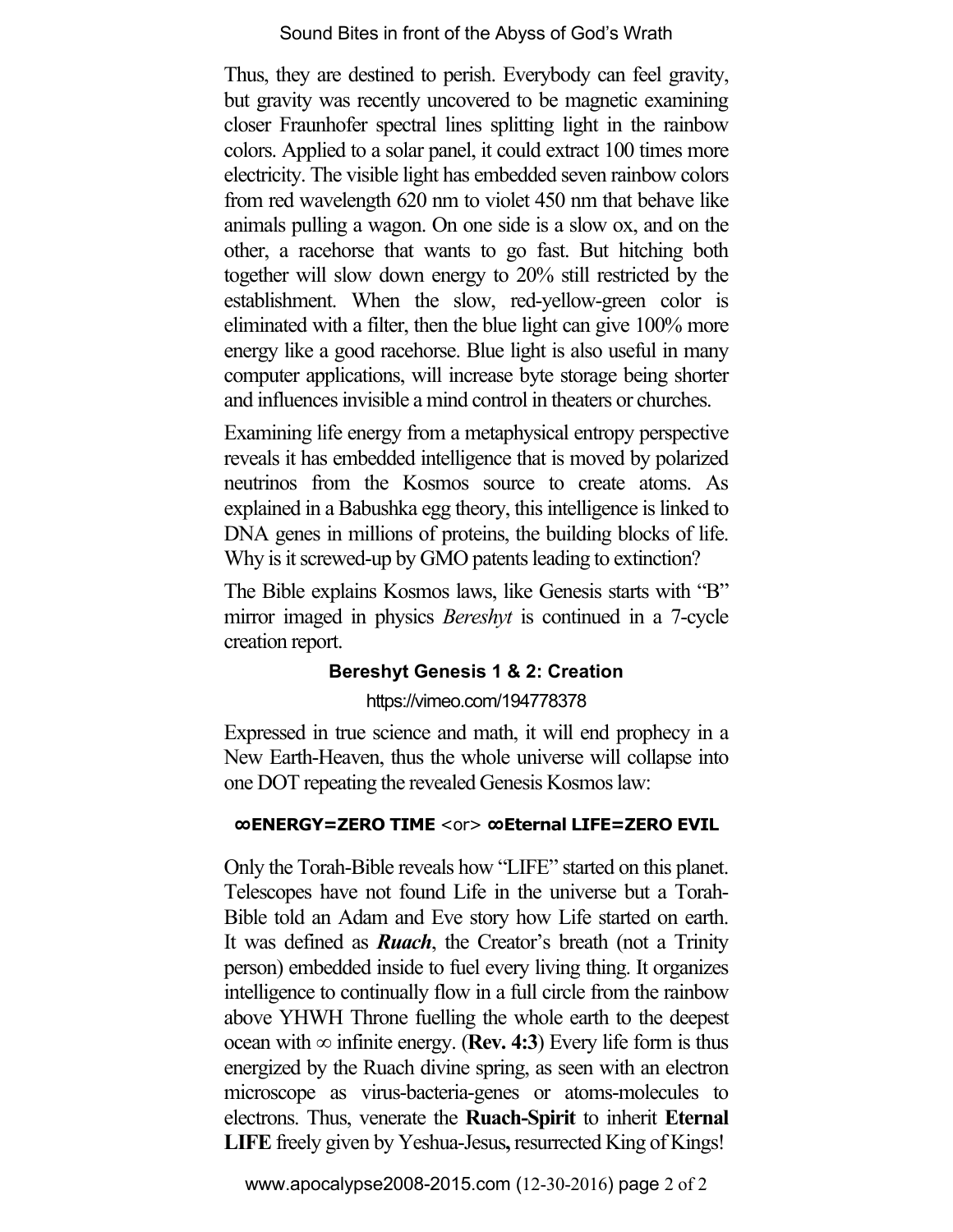Thus, they are destined to perish. Everybody can feel gravity, but gravity was recently uncovered to be magnetic examining closer Fraunhofer spectral lines splitting light in the rainbow colors. Applied to a solar panel, it could extract 100 times more electricity. The visible light has embedded seven rainbow colors from red wavelength 620 nm to violet 450 nm that behave like animals pulling a wagon. On one side is a slow ox, and on the other, a racehorse that wants to go fast. But hitching both together will slow down energy to 20% still restricted by the establishment. When the slow, red-yellow-green color is eliminated with a filter, then the blue light can give 100% more energy like a good racehorse. Blue light is also useful in many computer applications, will increase byte storage being shorter and influences invisible a mind control in theaters or churches.

Examining life energy from a metaphysical entropy perspective reveals it has embedded intelligence that is moved by polarized neutrinos from the Kosmos source to create atoms. As explained in a Babushka egg theory, this intelligence is linked to DNA genes in millions of proteins, the building blocks of life. Why is it screwed-up by GMO patents leading to extinction?

The Bible explains Kosmos laws, like Genesis starts with "B" mirror imaged in physics *Bereshyt* is continued in a 7-cycle creation report.

**Bereshyt Genesis 1 & 2: Creation**

https://vimeo.com/194778378

Expressed in true science and math, it will end prophecy in a New Earth-Heaven, thus the whole universe will collapse into one DOT repeating the revealed Genesis Kosmos law:

**∞ENERGY=ZERO TIME** <or> **∞Eternal LIFE=ZERO EVIL**

Only the Torah-Bible reveals how "LIFE" started on this planet. Telescopes have not found Life in the universe but a Torah-Bible told an Adam and Eve story how Life started on earth. It was defined as ***Ruach***, the Creator's breath (not a Trinity person) embedded inside to fuel every living thing. It organizes intelligence to continually flow in a full circle from the rainbow above YHWH Throne fuelling the whole earth to the deepest ocean with ∞ infinite energy. (**Rev. 4:3**) Every life form is thus energized by the Ruach divine spring, as seen with an electron microscope as virus-bacteria-genes or atoms-molecules to electrons. Thus, venerate the **Ruach-Spirit** to inherit **Eternal LIFE** freely given by Yeshua-Jesus**,** resurrected King of Kings!

www.apocalypse2008-2015.com (12-30-2016)